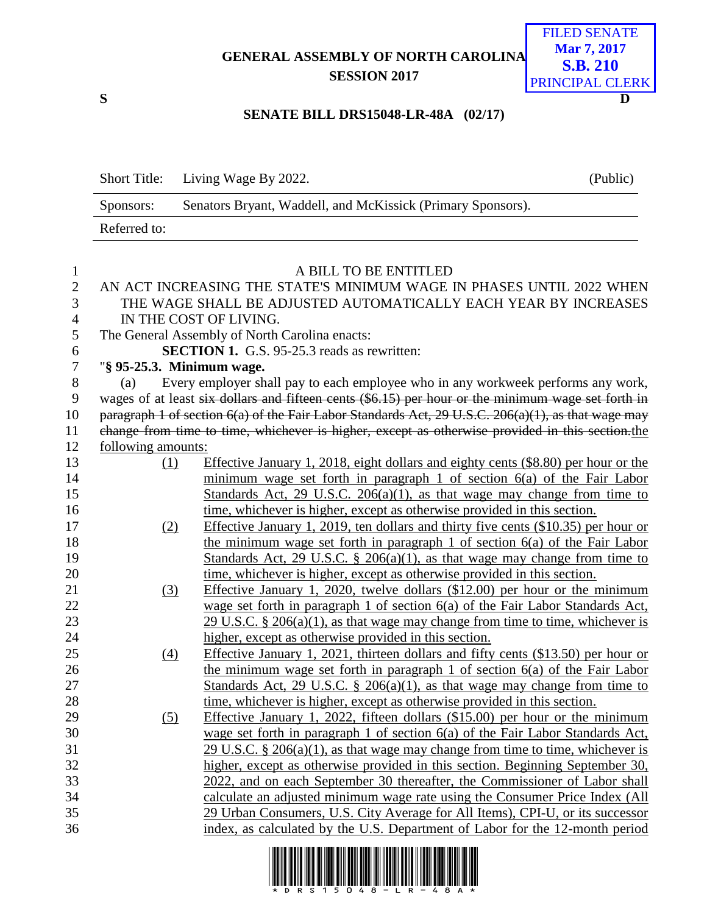GENERAL ASSEMBLY OF NORTH CAROLINA
SESSION 2017

FILED SENATE
Mar 7, 2017
S.B. 210
PRINCIPAL CLERK

S D

**SENATE BILL DRS15048-LR-48A (02/17)**

| | | |
|---|---|---|
| Short Title: | Living Wage By 2022. | (Public) |
| Sponsors: | Senators Bryant, Waddell, and McKissick (Primary Sponsors). | |
| Referred to: | | |

A BILL TO BE ENTITLED

AN ACT INCREASING THE STATE'S MINIMUM WAGE IN PHASES UNTIL 2022 WHEN THE WAGE SHALL BE ADJUSTED AUTOMATICALLY EACH YEAR BY INCREASES IN THE COST OF LIVING.

The General Assembly of North Carolina enacts:

**SECTION 1.** G.S. 95-25.3 reads as rewritten:

"**§ 95-25.3. Minimum wage.**

(a) Every employer shall pay to each employee who in any workweek performs any work, wages of at least ~~six dollars and fifteen cents ($6.15) per hour or the minimum wage set forth in paragraph 1 of section 6(a) of the Fair Labor Standards Act, 29 U.S.C. 206(a)(1), as that wage may change from time to time, whichever is higher, except as otherwise provided in this section.~~<u>the following amounts:</u>

<u>(1)</u> <u>Effective January 1, 2018, eight dollars and eighty cents ($8.80) per hour or the minimum wage set forth in paragraph 1 of section 6(a) of the Fair Labor Standards Act, 29 U.S.C. 206(a)(1), as that wage may change from time to time, whichever is higher, except as otherwise provided in this section.</u>

<u>(2)</u> <u>Effective January 1, 2019, ten dollars and thirty five cents ($10.35) per hour or the minimum wage set forth in paragraph 1 of section 6(a) of the Fair Labor Standards Act, 29 U.S.C. § 206(a)(1), as that wage may change from time to time, whichever is higher, except as otherwise provided in this section.</u>

<u>(3)</u> <u>Effective January 1, 2020, twelve dollars ($12.00) per hour or the minimum wage set forth in paragraph 1 of section 6(a) of the Fair Labor Standards Act, 29 U.S.C. § 206(a)(1), as that wage may change from time to time, whichever is higher, except as otherwise provided in this section.</u>

<u>(4)</u> <u>Effective January 1, 2021, thirteen dollars and fifty cents ($13.50) per hour or the minimum wage set forth in paragraph 1 of section 6(a) of the Fair Labor Standards Act, 29 U.S.C. § 206(a)(1), as that wage may change from time to time, whichever is higher, except as otherwise provided in this section.</u>

<u>(5)</u> <u>Effective January 1, 2022, fifteen dollars ($15.00) per hour or the minimum wage set forth in paragraph 1 of section 6(a) of the Fair Labor Standards Act, 29 U.S.C. § 206(a)(1), as that wage may change from time to time, whichever is higher, except as otherwise provided in this section. Beginning September 30, 2022, and on each September 30 thereafter, the Commissioner of Labor shall calculate an adjusted minimum wage rate using the Consumer Price Index (All Urban Consumers, U.S. City Average for All Items), CPI-U, or its successor index, as calculated by the U.S. Department of Labor for the 12-month period</u>

\* D R S 1 5 0 4 8 - L R - 4 8 A \*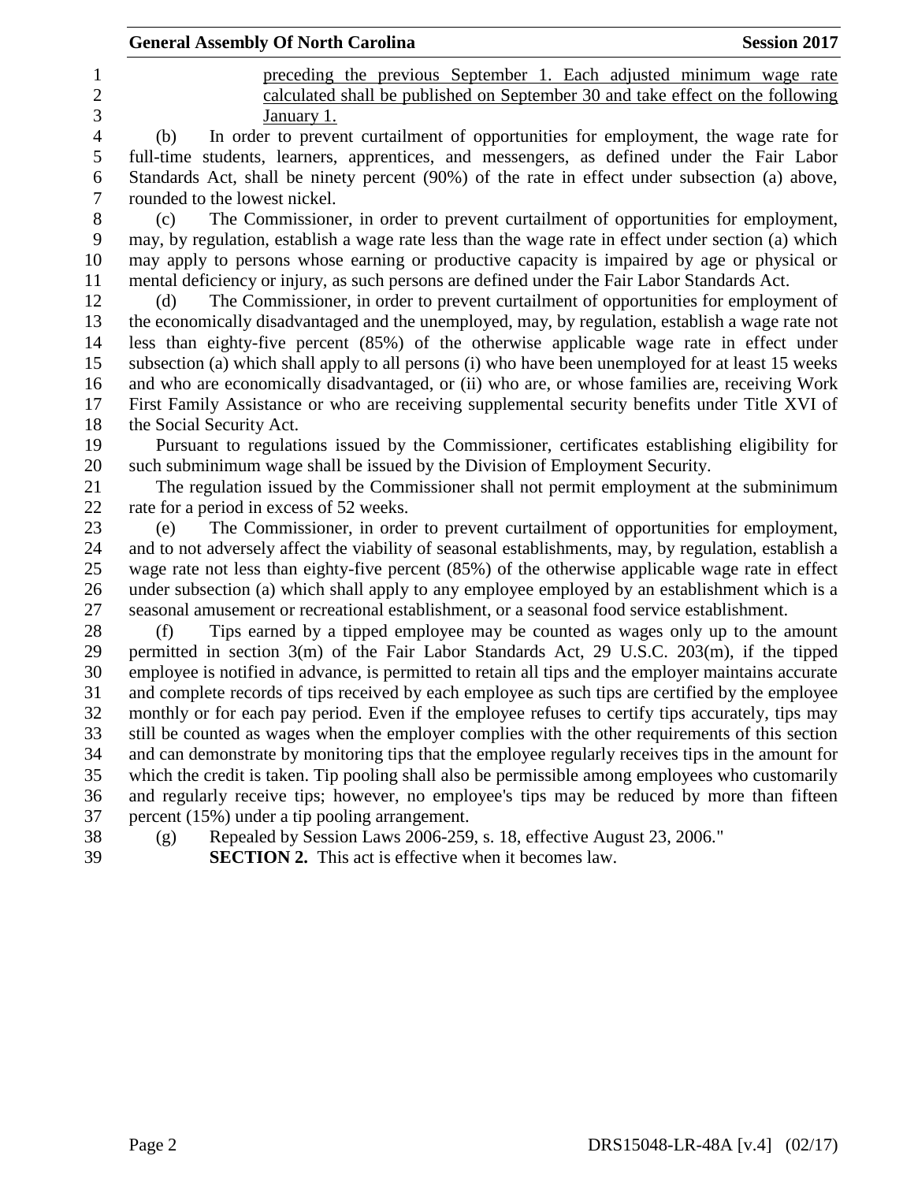preceding the previous September 1. Each adjusted minimum wage rate calculated shall be published on September 30 and take effect on the following January 1.

(b) In order to prevent curtailment of opportunities for employment, the wage rate for full-time students, learners, apprentices, and messengers, as defined under the Fair Labor Standards Act, shall be ninety percent (90%) of the rate in effect under subsection (a) above, rounded to the lowest nickel.

(c) The Commissioner, in order to prevent curtailment of opportunities for employment, may, by regulation, establish a wage rate less than the wage rate in effect under section (a) which may apply to persons whose earning or productive capacity is impaired by age or physical or mental deficiency or injury, as such persons are defined under the Fair Labor Standards Act.

(d) The Commissioner, in order to prevent curtailment of opportunities for employment of the economically disadvantaged and the unemployed, may, by regulation, establish a wage rate not less than eighty-five percent (85%) of the otherwise applicable wage rate in effect under subsection (a) which shall apply to all persons (i) who have been unemployed for at least 15 weeks and who are economically disadvantaged, or (ii) who are, or whose families are, receiving Work First Family Assistance or who are receiving supplemental security benefits under Title XVI of the Social Security Act.

Pursuant to regulations issued by the Commissioner, certificates establishing eligibility for such subminimum wage shall be issued by the Division of Employment Security.

The regulation issued by the Commissioner shall not permit employment at the subminimum rate for a period in excess of 52 weeks.

(e) The Commissioner, in order to prevent curtailment of opportunities for employment, and to not adversely affect the viability of seasonal establishments, may, by regulation, establish a wage rate not less than eighty-five percent (85%) of the otherwise applicable wage rate in effect under subsection (a) which shall apply to any employee employed by an establishment which is a seasonal amusement or recreational establishment, or a seasonal food service establishment.

(f) Tips earned by a tipped employee may be counted as wages only up to the amount permitted in section 3(m) of the Fair Labor Standards Act, 29 U.S.C. 203(m), if the tipped employee is notified in advance, is permitted to retain all tips and the employer maintains accurate and complete records of tips received by each employee as such tips are certified by the employee monthly or for each pay period. Even if the employee refuses to certify tips accurately, tips may still be counted as wages when the employer complies with the other requirements of this section and can demonstrate by monitoring tips that the employee regularly receives tips in the amount for which the credit is taken. Tip pooling shall also be permissible among employees who customarily and regularly receive tips; however, no employee's tips may be reduced by more than fifteen percent (15%) under a tip pooling arrangement.

(g) Repealed by Session Laws 2006-259, s. 18, effective August 23, 2006."

**SECTION 2.** This act is effective when it becomes law.